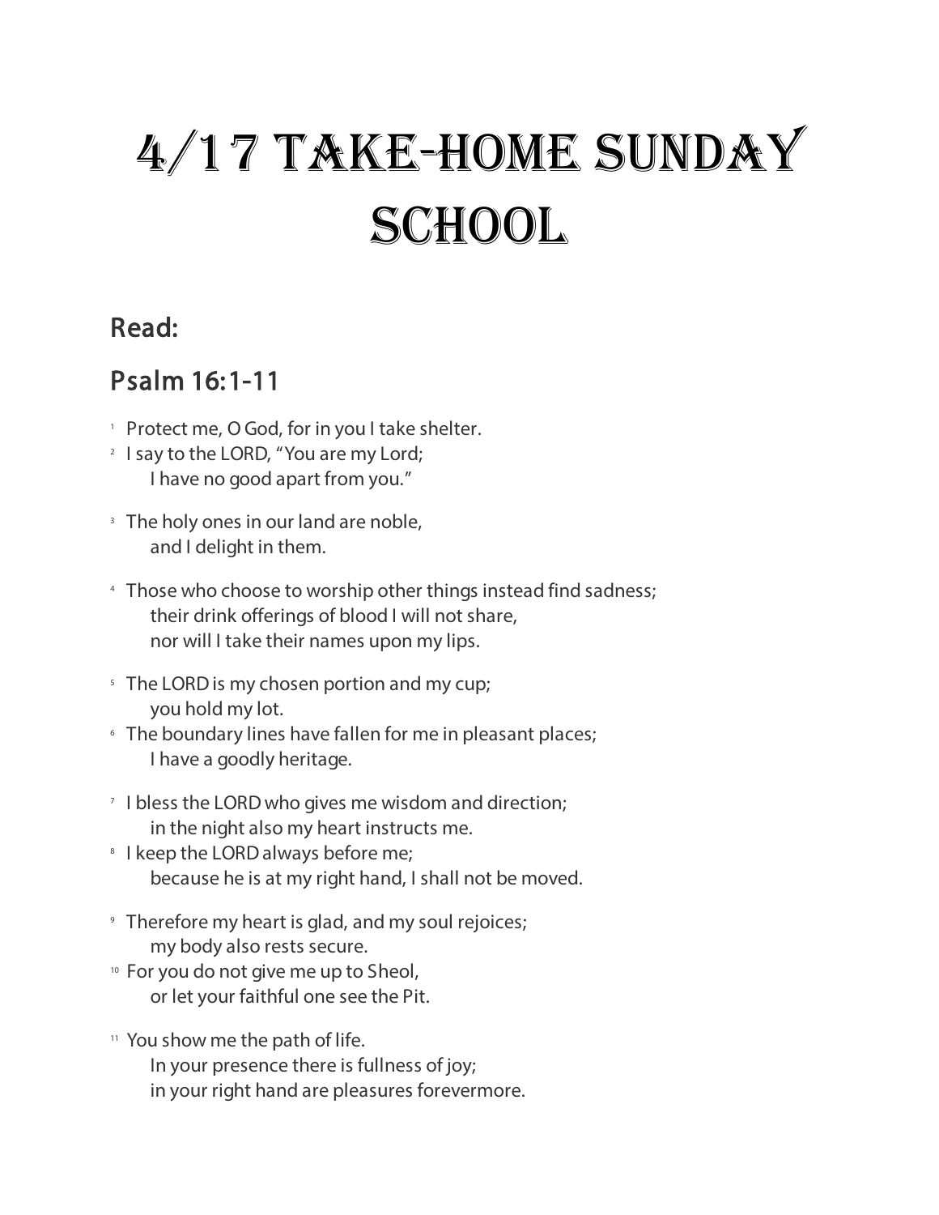# 4/17 Take-Home Sunday School

## Read:

## Psalm 16:1-11

[1] Protect me, O God, for in you I take shelter.
[2] I say to the LORD, "You are my Lord;
    I have no good apart from you."

[3] The holy ones in our land are noble,
    and I delight in them.

[4] Those who choose to worship other things instead find sadness;
    their drink offerings of blood I will not share,
    nor will I take their names upon my lips.

[5] The LORD is my chosen portion and my cup;
    you hold my lot.
[6] The boundary lines have fallen for me in pleasant places;
    I have a goodly heritage.

[7] I bless the LORD who gives me wisdom and direction;
    in the night also my heart instructs me.
[8] I keep the LORD always before me;
    because he is at my right hand, I shall not be moved.

[9] Therefore my heart is glad, and my soul rejoices;
    my body also rests secure.
[10] For you do not give me up to Sheol,
    or let your faithful one see the Pit.

[11] You show me the path of life.
    In your presence there is fullness of joy;
    in your right hand are pleasures forevermore.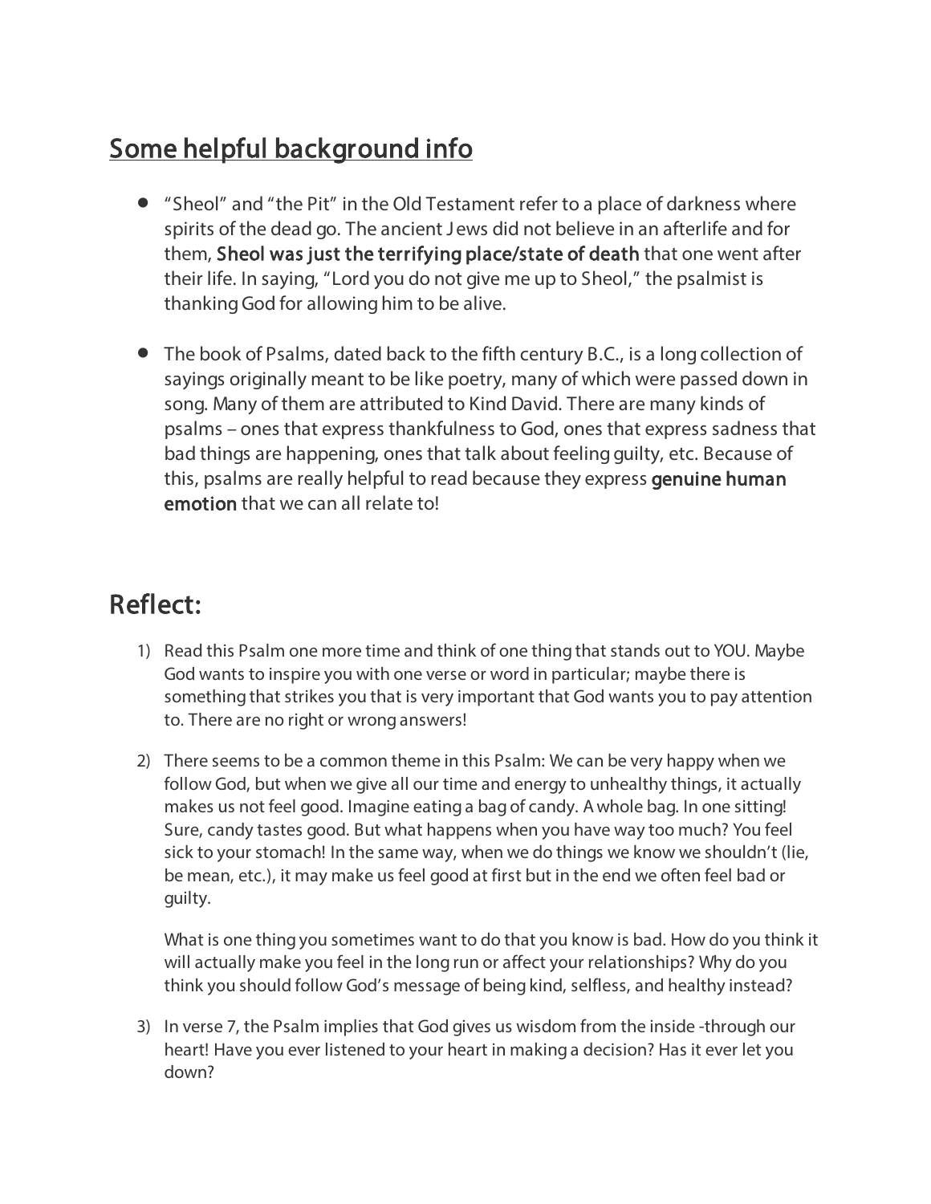## Some helpful background info

- "Sheol" and "the Pit" in the Old Testament refer to a place of darkness where spirits of the dead go. The ancient Jews did not believe in an afterlife and for them, **Sheol was just the terrifying place/state of death** that one went after their life. In saying, "Lord you do not give me up to Sheol," the psalmist is thanking God for allowing him to be alive.

- The book of Psalms, dated back to the fifth century B.C., is a long collection of sayings originally meant to be like poetry, many of which were passed down in song. Many of them are attributed to Kind David. There are many kinds of psalms – ones that express thankfulness to God, ones that express sadness that bad things are happening, ones that talk about feeling guilty, etc. Because of this, psalms are really helpful to read because they express **genuine human emotion** that we can all relate to!

# Reflect:

1) Read this Psalm one more time and think of one thing that stands out to YOU. Maybe God wants to inspire you with one verse or word in particular; maybe there is something that strikes you that is very important that God wants you to pay attention to. There are no right or wrong answers!

2) There seems to be a common theme in this Psalm: We can be very happy when we follow God, but when we give all our time and energy to unhealthy things, it actually makes us not feel good. Imagine eating a bag of candy. A whole bag. In one sitting! Sure, candy tastes good. But what happens when you have way too much? You feel sick to your stomach! In the same way, when we do things we know we shouldn't (lie, be mean, etc.), it may make us feel good at first but in the end we often feel bad or guilty.

   What is one thing you sometimes want to do that you know is bad. How do you think it will actually make you feel in the long run or affect your relationships? Why do you think you should follow God's message of being kind, selfless, and healthy instead?

3) In verse 7, the Psalm implies that God gives us wisdom from the inside -through our heart! Have you ever listened to your heart in making a decision? Has it ever let you down?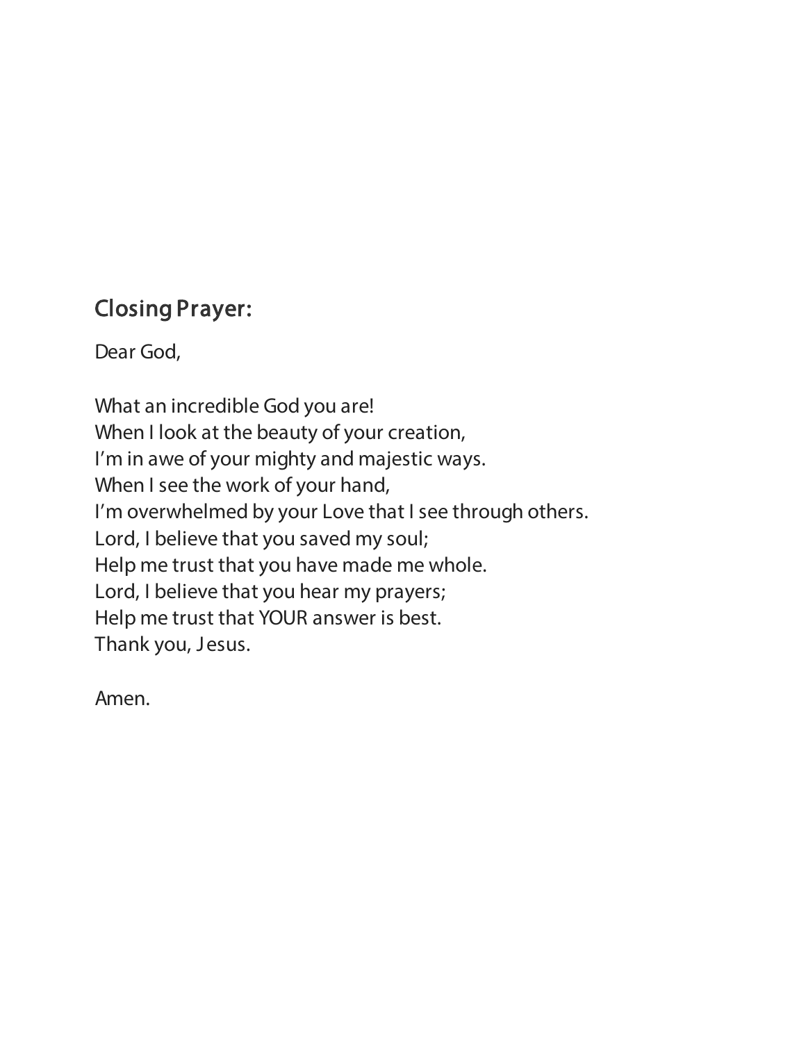## Closing Prayer:

Dear God,

What an incredible God you are!
When I look at the beauty of your creation,
I'm in awe of your mighty and majestic ways.
When I see the work of your hand,
I'm overwhelmed by your Love that I see through others.
Lord, I believe that you saved my soul;
Help me trust that you have made me whole.
Lord, I believe that you hear my prayers;
Help me trust that YOUR answer is best.
Thank you, Jesus.

Amen.